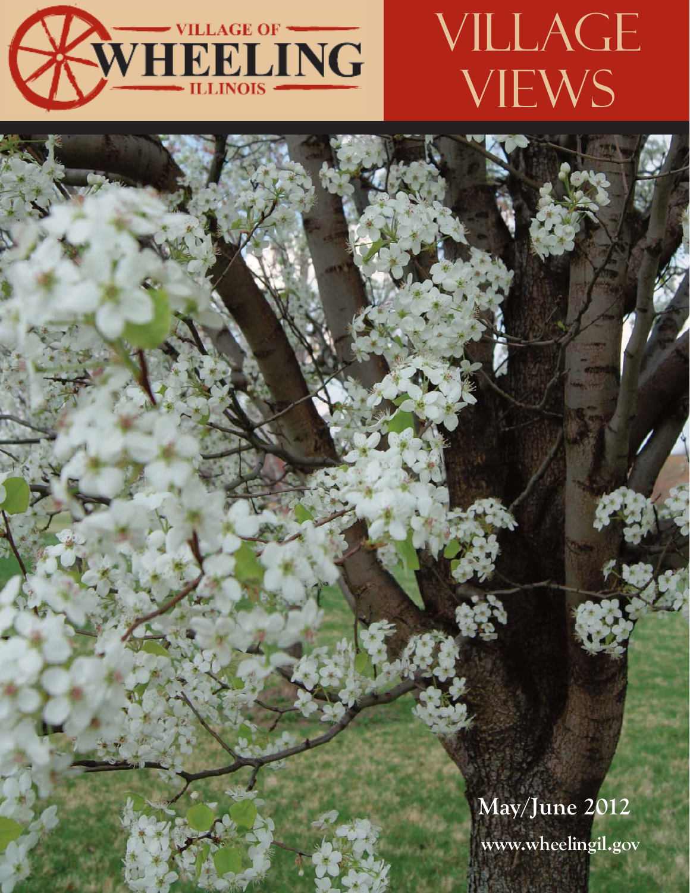VILLAGE OF

# WHEELING

ILLINOIS

# VILLAGE VIEWS

**May/June 2012**

**www.wheelingil.gov**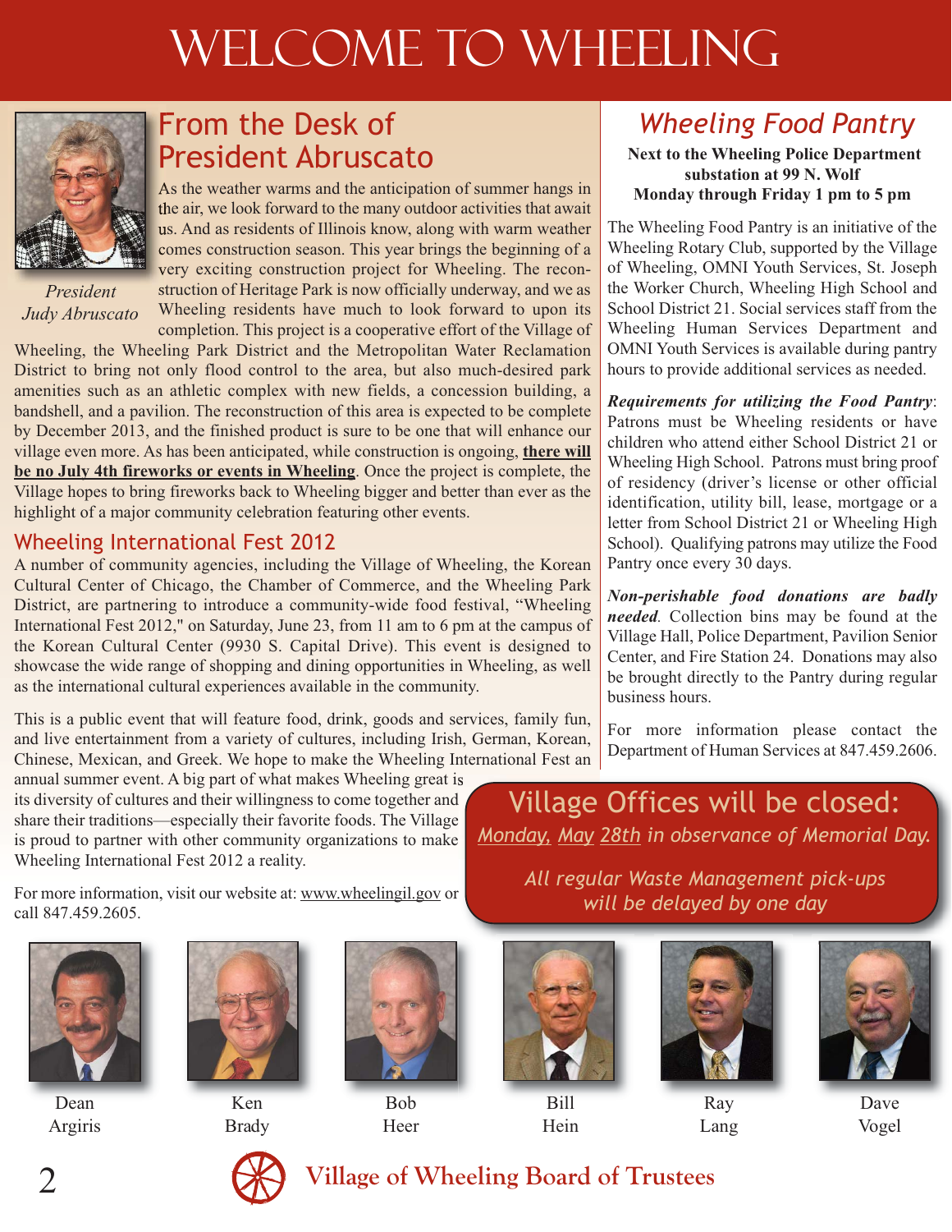# WELCOME TO WHEELING

## From the Desk of President Abruscato

President Judy Abruscato

As the weather warms and the anticipation of summer hangs in the air, we look forward to the many outdoor activities that await us. And as residents of Illinois know, along with warm weather comes construction season. This year brings the beginning of a very exciting construction project for Wheeling. The reconstruction of Heritage Park is now officially underway, and we as Wheeling residents have much to look forward to upon its completion. This project is a cooperative effort of the Village of Wheeling, the Wheeling Park District and the Metropolitan Water Reclamation District to bring not only flood control to the area, but also much-desired park amenities such as an athletic complex with new fields, a concession building, a bandshell, and a pavilion. The reconstruction of this area is expected to be complete by December 2013, and the finished product is sure to be one that will enhance our village even more. As has been anticipated, while construction is ongoing, **there will be no July 4th fireworks or events in Wheeling**. Once the project is complete, the Village hopes to bring fireworks back to Wheeling bigger and better than ever as the highlight of a major community celebration featuring other events.

## Wheeling International Fest 2012

A number of community agencies, including the Village of Wheeling, the Korean Cultural Center of Chicago, the Chamber of Commerce, and the Wheeling Park District, are partnering to introduce a community-wide food festival, "Wheeling International Fest 2012," on Saturday, June 23, from 11 am to 6 pm at the campus of the Korean Cultural Center (9930 S. Capital Drive). This event is designed to showcase the wide range of shopping and dining opportunities in Wheeling, as well as the international cultural experiences available in the community.

This is a public event that will feature food, drink, goods and services, family fun, and live entertainment from a variety of cultures, including Irish, German, Korean, Chinese, Mexican, and Greek. We hope to make the Wheeling International Fest an annual summer event. A big part of what makes Wheeling great is its diversity of cultures and their willingness to come together and share their traditions—especially their favorite foods. The Village is proud to partner with other community organizations to make Wheeling International Fest 2012 a reality.

For more information, visit our website at: www.wheelingil.gov or call 847.459.2605.

## *Wheeling Food Pantry*

**Next to the Wheeling Police Department substation at 99 N. Wolf**
**Monday through Friday 1 pm to 5 pm**

The Wheeling Food Pantry is an initiative of the Wheeling Rotary Club, supported by the Village of Wheeling, OMNI Youth Services, St. Joseph the Worker Church, Wheeling High School and School District 21. Social services staff from the Wheeling Human Services Department and OMNI Youth Services is available during pantry hours to provide additional services as needed.

***Requirements for utilizing the Food Pantry***: Patrons must be Wheeling residents or have children who attend either School District 21 or Wheeling High School. Patrons must bring proof of residency (driver's license or other official identification, utility bill, lease, mortgage or a letter from School District 21 or Wheeling High School). Qualifying patrons may utilize the Food Pantry once every 30 days.

***Non-perishable food donations are badly needed***. Collection bins may be found at the Village Hall, Police Department, Pavilion Senior Center, and Fire Station 24. Donations may also be brought directly to the Pantry during regular business hours.

For more information please contact the Department of Human Services at 847.459.2606.

## Village Offices will be closed:

*Monday, May 28th in observance of Memorial Day.*

*All regular Waste Management pick-ups will be delayed by one day*

Dean Argiris | Ken Brady | Bob Heer | Bill Hein | Ray Lang | Dave Vogel

**Village of Wheeling Board of Trustees**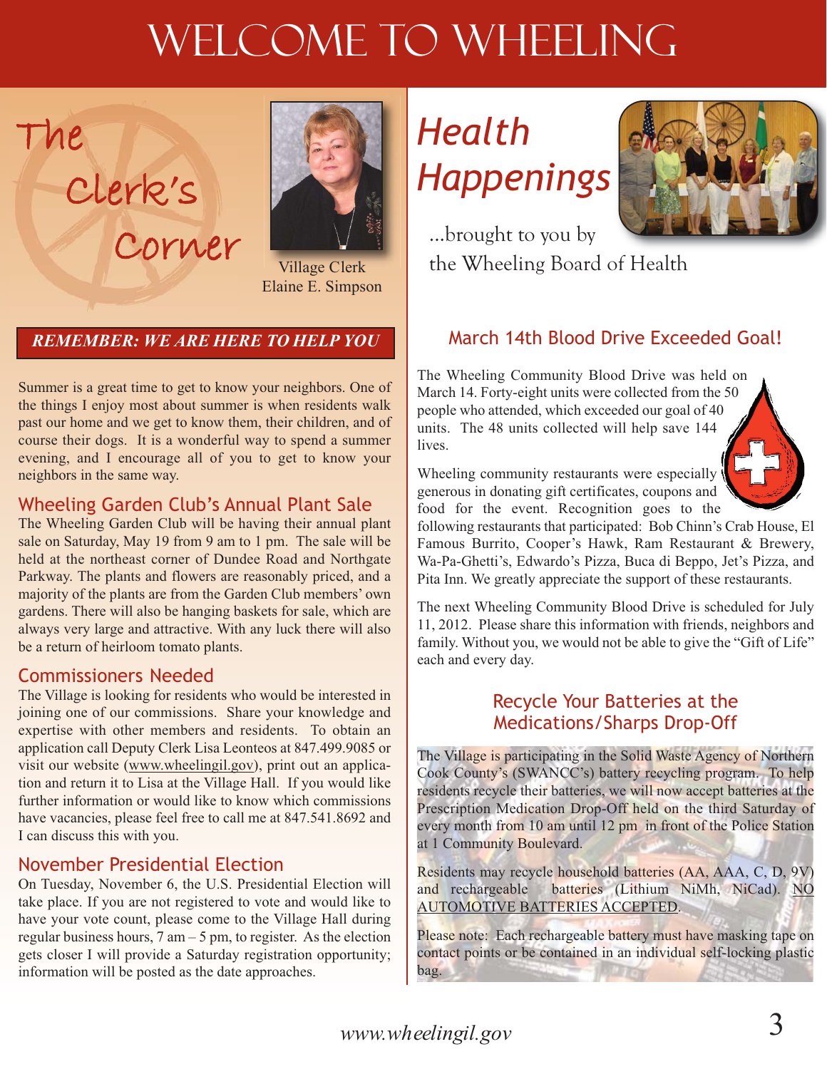# Welcome to Wheeling

## The Clerk's Corner

Village Clerk
Elaine E. Simpson

***REMEMBER: WE ARE HERE TO HELP YOU***

Summer is a great time to get to know your neighbors. One of the things I enjoy most about summer is when residents walk past our home and we get to know them, their children, and of course their dogs. It is a wonderful way to spend a summer evening, and I encourage all of you to get to know your neighbors in the same way.

### Wheeling Garden Club's Annual Plant Sale

The Wheeling Garden Club will be having their annual plant sale on Saturday, May 19 from 9 am to 1 pm. The sale will be held at the northeast corner of Dundee Road and Northgate Parkway. The plants and flowers are reasonably priced, and a majority of the plants are from the Garden Club members' own gardens. There will also be hanging baskets for sale, which are always very large and attractive. With any luck there will also be a return of heirloom tomato plants.

### Commissioners Needed

The Village is looking for residents who would be interested in joining one of our commissions. Share your knowledge and expertise with other members and residents. To obtain an application call Deputy Clerk Lisa Leonteos at 847.499.9085 or visit our website (www.wheelingil.gov), print out an application and return it to Lisa at the Village Hall. If you would like further information or would like to know which commissions have vacancies, please feel free to call me at 847.541.8692 and I can discuss this with you.

### November Presidential Election

On Tuesday, November 6, the U.S. Presidential Election will take place. If you are not registered to vote and would like to have your vote count, please come to the Village Hall during regular business hours, 7 am – 5 pm, to register. As the election gets closer I will provide a Saturday registration opportunity; information will be posted as the date approaches.

## *Health Happenings*

...brought to you by the Wheeling Board of Health

### March 14th Blood Drive Exceeded Goal!

The Wheeling Community Blood Drive was held on March 14. Forty-eight units were collected from the 50 people who attended, which exceeded our goal of 40 units. The 48 units collected will help save 144 lives.

Wheeling community restaurants were especially generous in donating gift certificates, coupons and food for the event. Recognition goes to the following restaurants that participated: Bob Chinn's Crab House, El Famous Burrito, Cooper's Hawk, Ram Restaurant & Brewery, Wa-Pa-Ghetti's, Edwardo's Pizza, Buca di Beppo, Jet's Pizza, and Pita Inn. We greatly appreciate the support of these restaurants.

The next Wheeling Community Blood Drive is scheduled for July 11, 2012. Please share this information with friends, neighbors and family. Without you, we would not be able to give the "Gift of Life" each and every day.

### Recycle Your Batteries at the Medications/Sharps Drop-Off

The Village is participating in the Solid Waste Agency of Northern Cook County's (SWANCC's) battery recycling program. To help residents recycle their batteries, we will now accept batteries at the Prescription Medication Drop-Off held on the third Saturday of every month from 10 am until 12 pm in front of the Police Station at 1 Community Boulevard.

Residents may recycle household batteries (AA, AAA, C, D, 9V) and rechargeable batteries (Lithium NiMh, NiCad). NO AUTOMOTIVE BATTERIES ACCEPTED.

Please note: Each rechargeable battery must have masking tape on contact points or be contained in an individual self-locking plastic bag.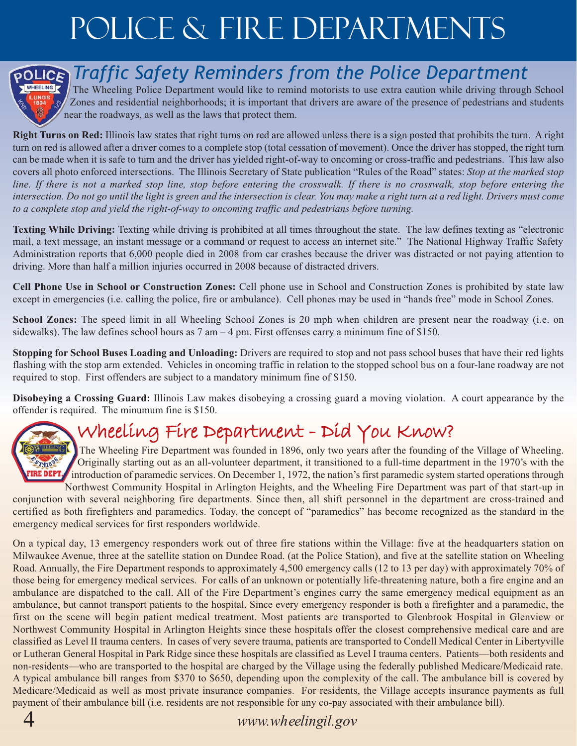# Police & Fire Departments

## Traffic Safety Reminders from the Police Department

The Wheeling Police Department would like to remind motorists to use extra caution while driving through School Zones and residential neighborhoods; it is important that drivers are aware of the presence of pedestrians and students near the roadways, as well as the laws that protect them.

**Right Turns on Red:** Illinois law states that right turns on red are allowed unless there is a sign posted that prohibits the turn. A right turn on red is allowed after a driver comes to a complete stop (total cessation of movement). Once the driver has stopped, the right turn can be made when it is safe to turn and the driver has yielded right-of-way to oncoming or cross-traffic and pedestrians. This law also covers all photo enforced intersections. The Illinois Secretary of State publication "Rules of the Road" states: *Stop at the marked stop line. If there is not a marked stop line, stop before entering the crosswalk. If there is no crosswalk, stop before entering the intersection. Do not go until the light is green and the intersection is clear. You may make a right turn at a red light. Drivers must come to a complete stop and yield the right-of-way to oncoming traffic and pedestrians before turning.*

**Texting While Driving:** Texting while driving is prohibited at all times throughout the state. The law defines texting as "electronic mail, a text message, an instant message or a command or request to access an internet site." The National Highway Traffic Safety Administration reports that 6,000 people died in 2008 from car crashes because the driver was distracted or not paying attention to driving. More than half a million injuries occurred in 2008 because of distracted drivers.

**Cell Phone Use in School or Construction Zones:** Cell phone use in School and Construction Zones is prohibited by state law except in emergencies (i.e. calling the police, fire or ambulance). Cell phones may be used in "hands free" mode in School Zones.

**School Zones:** The speed limit in all Wheeling School Zones is 20 mph when children are present near the roadway (i.e. on sidewalks). The law defines school hours as 7 am – 4 pm. First offenses carry a minimum fine of $150.

**Stopping for School Buses Loading and Unloading:** Drivers are required to stop and not pass school buses that have their red lights flashing with the stop arm extended. Vehicles in oncoming traffic in relation to the stopped school bus on a four-lane roadway are not required to stop. First offenders are subject to a mandatory minimum fine of $150.

**Disobeying a Crossing Guard:** Illinois Law makes disobeying a crossing guard a moving violation. A court appearance by the offender is required. The minumum fine is $150.

## Wheeling Fire Department - Did You Know?

The Wheeling Fire Department was founded in 1896, only two years after the founding of the Village of Wheeling. Originally starting out as an all-volunteer department, it transitioned to a full-time department in the 1970's with the introduction of paramedic services. On December 1, 1972, the nation's first paramedic system started operations through Northwest Community Hospital in Arlington Heights, and the Wheeling Fire Department was part of that start-up in conjunction with several neighboring fire departments. Since then, all shift personnel in the department are cross-trained and certified as both firefighters and paramedics. Today, the concept of "paramedics" has become recognized as the standard in the emergency medical services for first responders worldwide.

On a typical day, 13 emergency responders work out of three fire stations within the Village: five at the headquarters station on Milwaukee Avenue, three at the satellite station on Dundee Road. (at the Police Station), and five at the satellite station on Wheeling Road. Annually, the Fire Department responds to approximately 4,500 emergency calls (12 to 13 per day) with approximately 70% of those being for emergency medical services. For calls of an unknown or potentially life-threatening nature, both a fire engine and an ambulance are dispatched to the call. All of the Fire Department's engines carry the same emergency medical equipment as an ambulance, but cannot transport patients to the hospital. Since every emergency responder is both a firefighter and a paramedic, the first on the scene will begin patient medical treatment. Most patients are transported to Glenbrook Hospital in Glenview or Northwest Community Hospital in Arlington Heights since these hospitals offer the closest comprehensive medical care and are classified as Level II trauma centers. In cases of very severe trauma, patients are transported to Condell Medical Center in Libertyville or Lutheran General Hospital in Park Ridge since these hospitals are classified as Level I trauma centers. Patients—both residents and non-residents—who are transported to the hospital are charged by the Village using the federally published Medicare/Medicaid rate. A typical ambulance bill ranges from $370 to $650, depending upon the complexity of the call. The ambulance bill is covered by Medicare/Medicaid as well as most private insurance companies. For residents, the Village accepts insurance payments as full payment of their ambulance bill (i.e. residents are not responsible for any co-pay associated with their ambulance bill).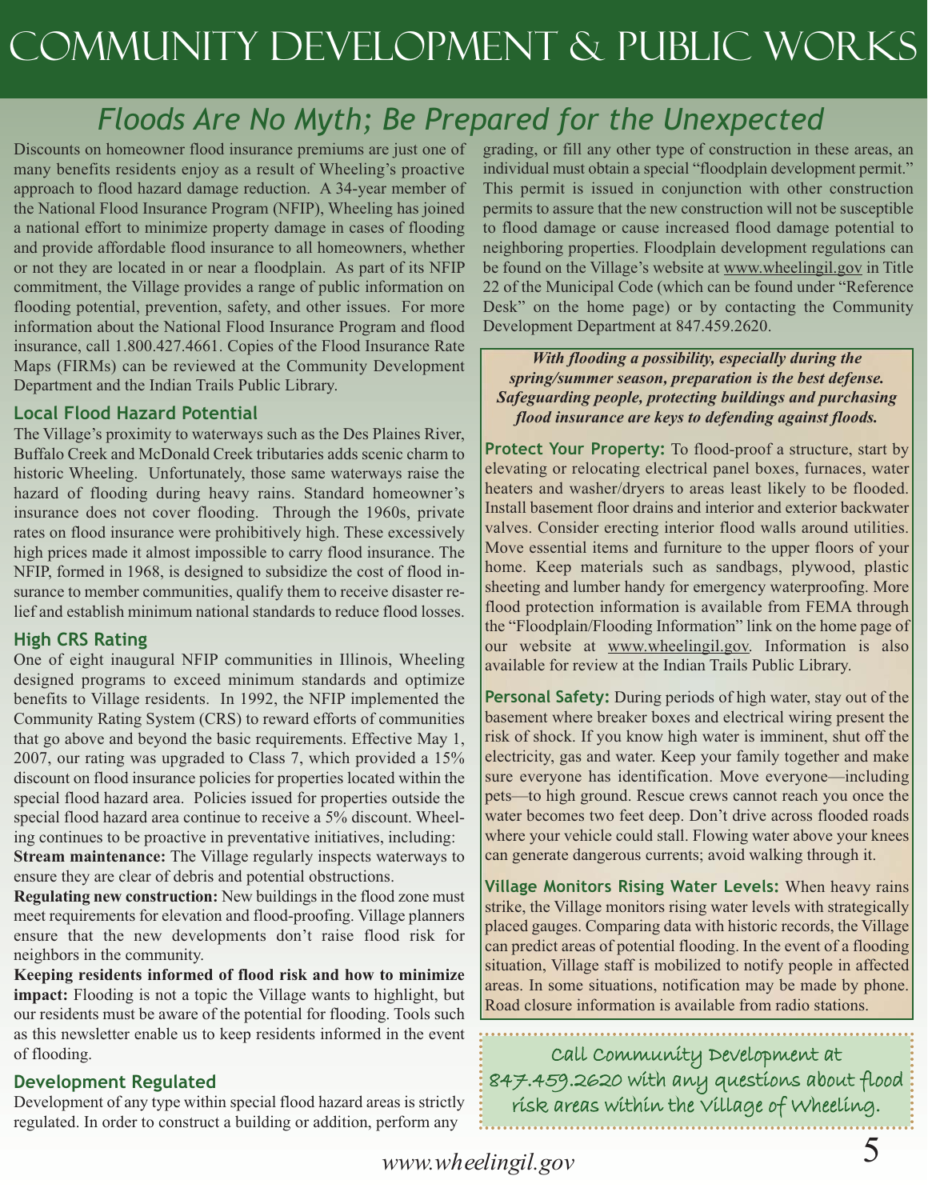# Community Development & Public Works

## *Floods Are No Myth; Be Prepared for the Unexpected*

Discounts on homeowner flood insurance premiums are just one of many benefits residents enjoy as a result of Wheeling's proactive approach to flood hazard damage reduction. A 34-year member of the National Flood Insurance Program (NFIP), Wheeling has joined a national effort to minimize property damage in cases of flooding and provide affordable flood insurance to all homeowners, whether or not they are located in or near a floodplain. As part of its NFIP commitment, the Village provides a range of public information on flooding potential, prevention, safety, and other issues. For more information about the National Flood Insurance Program and flood insurance, call 1.800.427.4661. Copies of the Flood Insurance Rate Maps (FIRMs) can be reviewed at the Community Development Department and the Indian Trails Public Library.

### Local Flood Hazard Potential

The Village's proximity to waterways such as the Des Plaines River, Buffalo Creek and McDonald Creek tributaries adds scenic charm to historic Wheeling. Unfortunately, those same waterways raise the hazard of flooding during heavy rains. Standard homeowner's insurance does not cover flooding. Through the 1960s, private rates on flood insurance were prohibitively high. These excessively high prices made it almost impossible to carry flood insurance. The NFIP, formed in 1968, is designed to subsidize the cost of flood insurance to member communities, qualify them to receive disaster relief and establish minimum national standards to reduce flood losses.

### High CRS Rating

One of eight inaugural NFIP communities in Illinois, Wheeling designed programs to exceed minimum standards and optimize benefits to Village residents. In 1992, the NFIP implemented the Community Rating System (CRS) to reward efforts of communities that go above and beyond the basic requirements. Effective May 1, 2007, our rating was upgraded to Class 7, which provided a 15% discount on flood insurance policies for properties located within the special flood hazard area. Policies issued for properties outside the special flood hazard area continue to receive a 5% discount. Wheeling continues to be proactive in preventative initiatives, including:

**Stream maintenance:** The Village regularly inspects waterways to ensure they are clear of debris and potential obstructions.

**Regulating new construction:** New buildings in the flood zone must meet requirements for elevation and flood-proofing. Village planners ensure that the new developments don't raise flood risk for neighbors in the community.

**Keeping residents informed of flood risk and how to minimize impact:** Flooding is not a topic the Village wants to highlight, but our residents must be aware of the potential for flooding. Tools such as this newsletter enable us to keep residents informed in the event of flooding.

### Development Regulated

Development of any type within special flood hazard areas is strictly regulated. In order to construct a building or addition, perform any grading, or fill any other type of construction in these areas, an individual must obtain a special "floodplain development permit." This permit is issued in conjunction with other construction permits to assure that the new construction will not be susceptible to flood damage or cause increased flood damage potential to neighboring properties. Floodplain development regulations can be found on the Village's website at www.wheelingil.gov in Title 22 of the Municipal Code (which can be found under "Reference Desk" on the home page) or by contacting the Community Development Department at 847.459.2620.

***With flooding a possibility, especially during the spring/summer season, preparation is the best defense. Safeguarding people, protecting buildings and purchasing flood insurance are keys to defending against floods.***

**Protect Your Property:** To flood-proof a structure, start by elevating or relocating electrical panel boxes, furnaces, water heaters and washer/dryers to areas least likely to be flooded. Install basement floor drains and interior and exterior backwater valves. Consider erecting interior flood walls around utilities. Move essential items and furniture to the upper floors of your home. Keep materials such as sandbags, plywood, plastic sheeting and lumber handy for emergency waterproofing. More flood protection information is available from FEMA through the "Floodplain/Flooding Information" link on the home page of our website at www.wheelingil.gov. Information is also available for review at the Indian Trails Public Library.

**Personal Safety:** During periods of high water, stay out of the basement where breaker boxes and electrical wiring present the risk of shock. If you know high water is imminent, shut off the electricity, gas and water. Keep your family together and make sure everyone has identification. Move everyone—including pets—to high ground. Rescue crews cannot reach you once the water becomes two feet deep. Don't drive across flooded roads where your vehicle could stall. Flowing water above your knees can generate dangerous currents; avoid walking through it.

**Village Monitors Rising Water Levels:** When heavy rains strike, the Village monitors rising water levels with strategically placed gauges. Comparing data with historic records, the Village can predict areas of potential flooding. In the event of a flooding situation, Village staff is mobilized to notify people in affected areas. In some situations, notification may be made by phone. Road closure information is available from radio stations.

Call Community Development at 847.459.2620 with any questions about flood risk areas within the Village of Wheeling.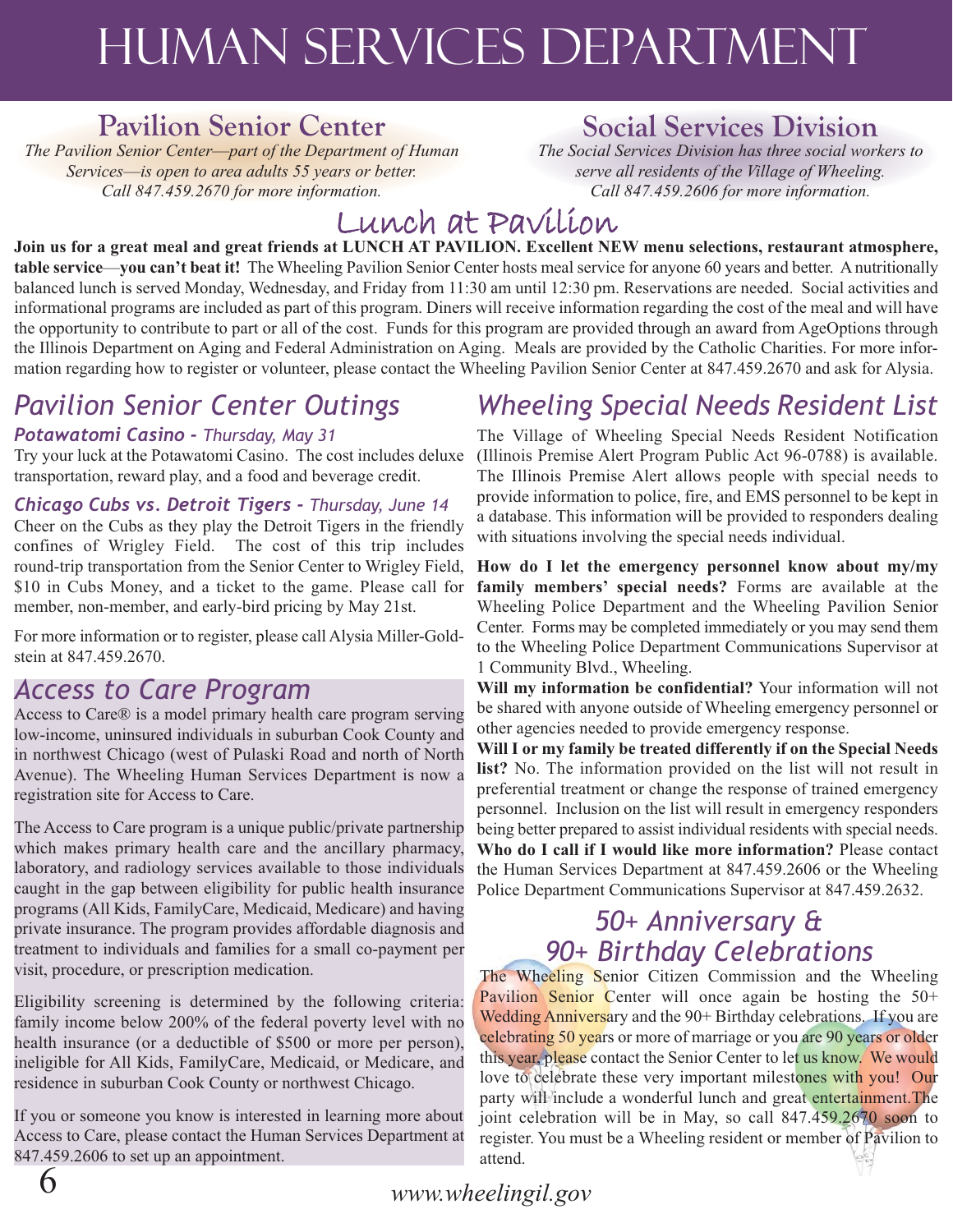# HUMAN SERVICES DEPARTMENT

## Pavilion Senior Center

*The Pavilion Senior Center—part of the Department of Human Services—is open to area adults 55 years or better. Call 847.459.2670 for more information.*

## Social Services Division

*The Social Services Division has three social workers to serve all residents of the Village of Wheeling. Call 847.459.2606 for more information.*

## Lunch at Pavilion

**Join us for a great meal and great friends at LUNCH AT PAVILION. Excellent NEW menu selections, restaurant atmosphere, table service—you can't beat it!** The Wheeling Pavilion Senior Center hosts meal service for anyone 60 years and better. A nutritionally balanced lunch is served Monday, Wednesday, and Friday from 11:30 am until 12:30 pm. Reservations are needed. Social activities and informational programs are included as part of this program. Diners will receive information regarding the cost of the meal and will have the opportunity to contribute to part or all of the cost. Funds for this program are provided through an award from AgeOptions through the Illinois Department on Aging and Federal Administration on Aging. Meals are provided by the Catholic Charities. For more information regarding how to register or volunteer, please contact the Wheeling Pavilion Senior Center at 847.459.2670 and ask for Alysia.

## *Pavilion Senior Center Outings*

***Potawatomi Casino -** Thursday, May 31*

Try your luck at the Potawatomi Casino. The cost includes deluxe transportation, reward play, and a food and beverage credit.

***Chicago Cubs vs. Detroit Tigers -** Thursday, June 14*

Cheer on the Cubs as they play the Detroit Tigers in the friendly confines of Wrigley Field. The cost of this trip includes round-trip transportation from the Senior Center to Wrigley Field, $10 in Cubs Money, and a ticket to the game. Please call for member, non-member, and early-bird pricing by May 21st.

For more information or to register, please call Alysia Miller-Goldstein at 847.459.2670.

## *Access to Care Program*

Access to Care® is a model primary health care program serving low-income, uninsured individuals in suburban Cook County and in northwest Chicago (west of Pulaski Road and north of North Avenue). The Wheeling Human Services Department is now a registration site for Access to Care.

The Access to Care program is a unique public/private partnership which makes primary health care and the ancillary pharmacy, laboratory, and radiology services available to those individuals caught in the gap between eligibility for public health insurance programs (All Kids, FamilyCare, Medicaid, Medicare) and having private insurance. The program provides affordable diagnosis and treatment to individuals and families for a small co-payment per visit, procedure, or prescription medication.

Eligibility screening is determined by the following criteria: family income below 200% of the federal poverty level with no health insurance (or a deductible of $500 or more per person), ineligible for All Kids, FamilyCare, Medicaid, or Medicare, and residence in suburban Cook County or northwest Chicago.

If you or someone you know is interested in learning more about Access to Care, please contact the Human Services Department at 847.459.2606 to set up an appointment.

## *Wheeling Special Needs Resident List*

The Village of Wheeling Special Needs Resident Notification (Illinois Premise Alert Program Public Act 96-0788) is available. The Illinois Premise Alert allows people with special needs to provide information to police, fire, and EMS personnel to be kept in a database. This information will be provided to responders dealing with situations involving the special needs individual.

**How do I let the emergency personnel know about my/my family members' special needs?** Forms are available at the Wheeling Police Department and the Wheeling Pavilion Senior Center. Forms may be completed immediately or you may send them to the Wheeling Police Department Communications Supervisor at 1 Community Blvd., Wheeling.

**Will my information be confidential?** Your information will not be shared with anyone outside of Wheeling emergency personnel or other agencies needed to provide emergency response.

**Will I or my family be treated differently if on the Special Needs list?** No. The information provided on the list will not result in preferential treatment or change the response of trained emergency personnel. Inclusion on the list will result in emergency responders being better prepared to assist individual residents with special needs.

**Who do I call if I would like more information?** Please contact the Human Services Department at 847.459.2606 or the Wheeling Police Department Communications Supervisor at 847.459.2632.

## *50+ Anniversary & 90+ Birthday Celebrations*

The Wheeling Senior Citizen Commission and the Wheeling Pavilion Senior Center will once again be hosting the 50+ Wedding Anniversary and the 90+ Birthday celebrations. If you are celebrating 50 years or more of marriage or you are 90 years or older this year, please contact the Senior Center to let us know. We would love to celebrate these very important milestones with you! Our party will include a wonderful lunch and great entertainment.The joint celebration will be in May, so call 847.459.2670 soon to register. You must be a Wheeling resident or member of Pavilion to attend.

*www.wheelingil.gov*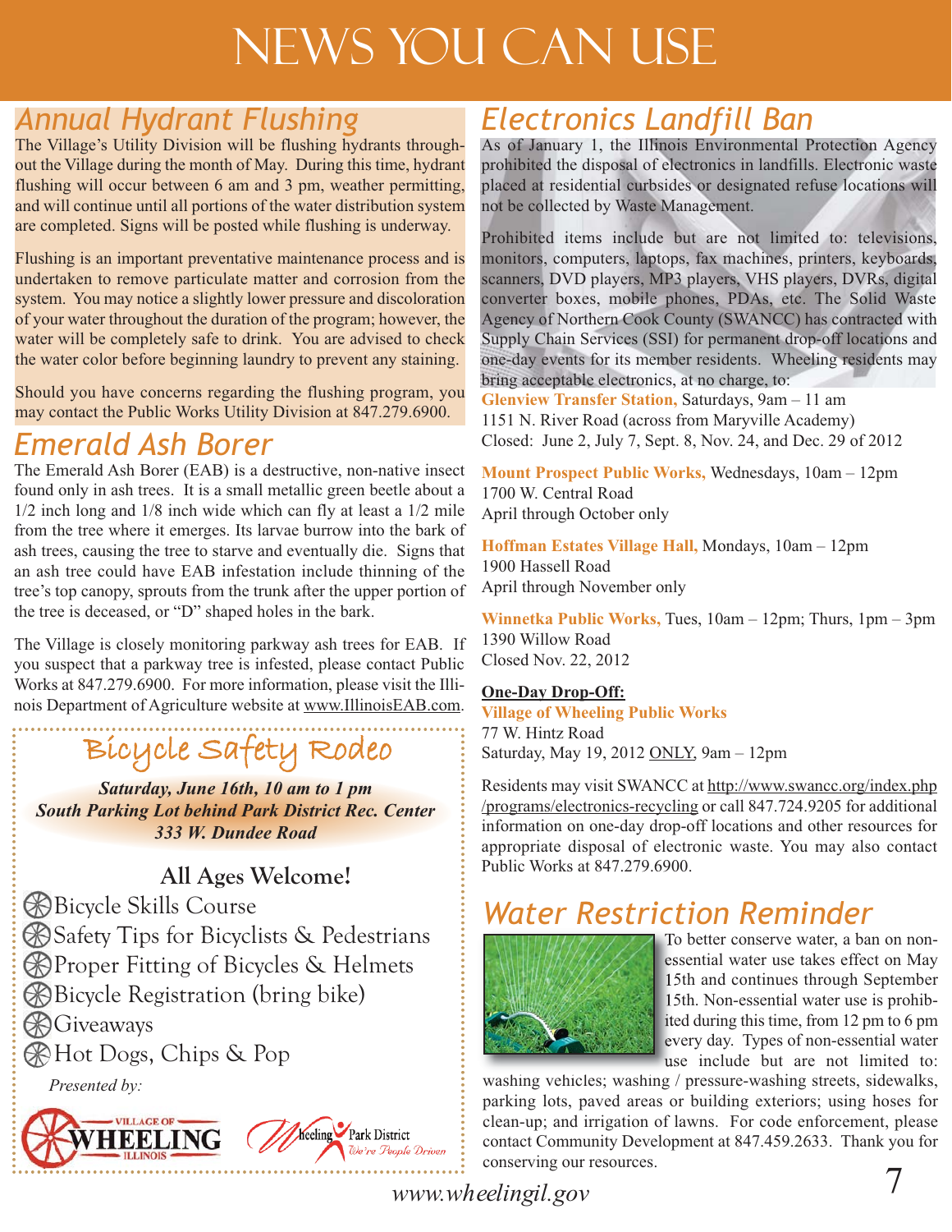# NEWS YOU CAN USE

## Annual Hydrant Flushing

The Village's Utility Division will be flushing hydrants throughout the Village during the month of May. During this time, hydrant flushing will occur between 6 am and 3 pm, weather permitting, and will continue until all portions of the water distribution system are completed. Signs will be posted while flushing is underway.

Flushing is an important preventative maintenance process and is undertaken to remove particulate matter and corrosion from the system. You may notice a slightly lower pressure and discoloration of your water throughout the duration of the program; however, the water will be completely safe to drink. You are advised to check the water color before beginning laundry to prevent any staining.

Should you have concerns regarding the flushing program, you may contact the Public Works Utility Division at 847.279.6900.

## Emerald Ash Borer

The Emerald Ash Borer (EAB) is a destructive, non-native insect found only in ash trees. It is a small metallic green beetle about a 1/2 inch long and 1/8 inch wide which can fly at least a 1/2 mile from the tree where it emerges. Its larvae burrow into the bark of ash trees, causing the tree to starve and eventually die. Signs that an ash tree could have EAB infestation include thinning of the tree's top canopy, sprouts from the trunk after the upper portion of the tree is deceased, or "D" shaped holes in the bark.

The Village is closely monitoring parkway ash trees for EAB. If you suspect that a parkway tree is infested, please contact Public Works at 847.279.6900. For more information, please visit the Illinois Department of Agriculture website at www.IllinoisEAB.com.

## Bicycle Safety Rodeo

***Saturday, June 16th, 10 am to 1 pm***
***South Parking Lot behind Park District Rec. Center***
***333 W. Dundee Road***

**All Ages Welcome!**

- Bicycle Skills Course
- Safety Tips for Bicyclists & Pedestrians
- Proper Fitting of Bicycles & Helmets
- Bicycle Registration (bring bike)
- Giveaways
- Hot Dogs, Chips & Pop

*Presented by:*

Village of Wheeling Illinois — Wheeling Park District *We're People Driven*

## Electronics Landfill Ban

As of January 1, the Illinois Environmental Protection Agency prohibited the disposal of electronics in landfills. Electronic waste placed at residential curbsides or designated refuse locations will not be collected by Waste Management.

Prohibited items include but are not limited to: televisions, monitors, computers, laptops, fax machines, printers, keyboards, scanners, DVD players, MP3 players, VHS players, DVRs, digital converter boxes, mobile phones, PDAs, etc. The Solid Waste Agency of Northern Cook County (SWANCC) has contracted with Supply Chain Services (SSI) for permanent drop-off locations and one-day events for its member residents. Wheeling residents may bring acceptable electronics, at no charge, to:

**Glenview Transfer Station,** Saturdays, 9am – 11 am
1151 N. River Road (across from Maryville Academy)
Closed: June 2, July 7, Sept. 8, Nov. 24, and Dec. 29 of 2012

**Mount Prospect Public Works,** Wednesdays, 10am – 12pm
1700 W. Central Road
April through October only

**Hoffman Estates Village Hall,** Mondays, 10am – 12pm
1900 Hassell Road
April through November only

**Winnetka Public Works,** Tues, 10am – 12pm; Thurs, 1pm – 3pm
1390 Willow Road
Closed Nov. 22, 2012

**One-Day Drop-Off:**
**Village of Wheeling Public Works**
77 W. Hintz Road
Saturday, May 19, 2012 ONLY, 9am – 12pm

Residents may visit SWANCC at http://www.swancc.org/index.php/programs/electronics-recycling or call 847.724.9205 for additional information on one-day drop-off locations and other resources for appropriate disposal of electronic waste. You may also contact Public Works at 847.279.6900.

## Water Restriction Reminder

To better conserve water, a ban on non-essential water use takes effect on May 15th and continues through September 15th. Non-essential water use is prohibited during this time, from 12 pm to 6 pm every day. Types of non-essential water use include but are not limited to: washing vehicles; washing / pressure-washing streets, sidewalks, parking lots, paved areas or building exteriors; using hoses for clean-up; and irrigation of lawns. For code enforcement, please contact Community Development at 847.459.2633. Thank you for conserving our resources.

*www.wheelingil.gov*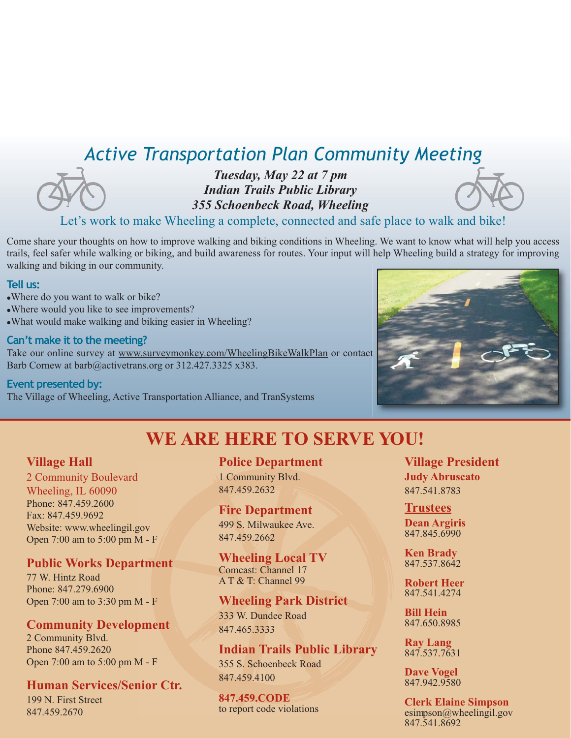# Active Transportation Plan Community Meeting

***Tuesday, May 22 at 7 pm***
***Indian Trails Public Library***
***355 Schoenbeck Road, Wheeling***

Let's work to make Wheeling a complete, connected and safe place to walk and bike!

Come share your thoughts on how to improve walking and biking conditions in Wheeling. We want to know what will help you access trails, feel safer while walking or biking, and build awareness for routes. Your input will help Wheeling build a strategy for improving walking and biking in our community.

**Tell us:**

- Where do you want to walk or bike?
- Where would you like to see improvements?
- What would make walking and biking easier in Wheeling?

**Can't make it to the meeting?**

Take our online survey at www.surveymonkey.com/WheelingBikeWalkPlan or contact Barb Cornew at barb@activetrans.org or 312.427.3325 x383.

**Event presented by:**

The Village of Wheeling, Active Transportation Alliance, and TranSystems

## WE ARE HERE TO SERVE YOU!

### Village Hall

2 Community Boulevard
Wheeling, IL 60090
Phone: 847.459.2600
Fax: 847.459.9692
Website: www.wheelingil.gov
Open 7:00 am to 5:00 pm M - F

### Public Works Department

77 W. Hintz Road
Phone: 847.279.6900
Open 7:00 am to 3:30 pm M - F

### Community Development

2 Community Blvd.
Phone 847.459.2620
Open 7:00 am to 5:00 pm M - F

### Human Services/Senior Ctr.

199 N. First Street
847.459.2670

### Police Department

1 Community Blvd.
847.459.2632

### Fire Department

499 S. Milwaukee Ave.
847.459.2662

### Wheeling Local TV

Comcast: Channel 17
A T & T: Channel 99

### Wheeling Park District

333 W. Dundee Road
847.465.3333

### Indian Trails Public Library

355 S. Schoenbeck Road
847.459.4100

**847.459.CODE**
to report code violations

### Village President

**Judy Abruscato**
847.541.8783

### Trustees

**Dean Argiris**
847.845.6990

**Ken Brady**
847.537.8642

**Robert Heer**
847.541.4274

**Bill Hein**
847.650.8985

**Ray Lang**
847.537.7631

**Dave Vogel**
847.942.9580

**Clerk Elaine Simpson**
esimpson@wheelingil.gov
847.541.8692